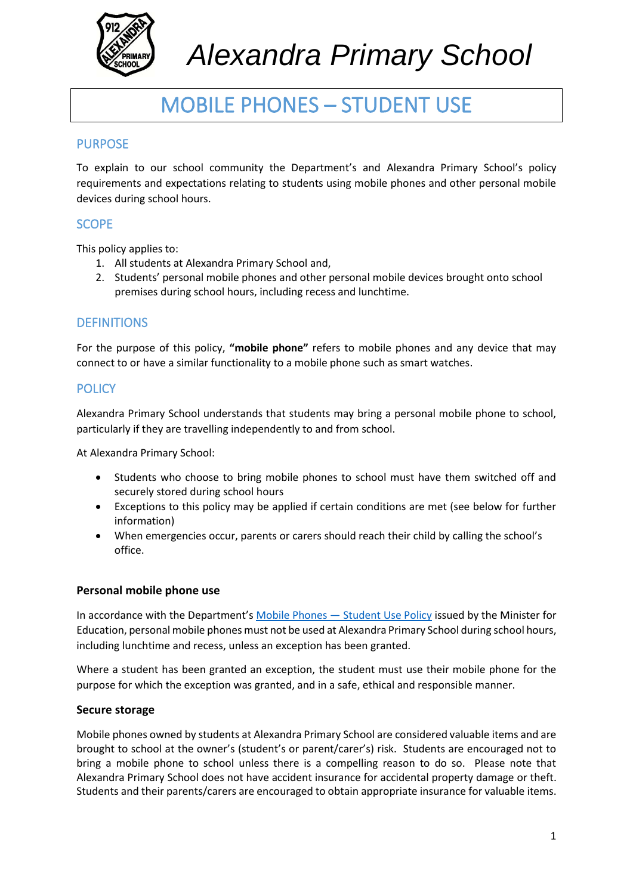# Alexandra Primary School

# MOBILE PHONES – STUDENT USE

## PURPOSE

To explain to our school community the Department's and Alexandra Primary School's policy requirements and expectations relating to students using mobile phones and other personal mobile devices during school hours.

## SCOPE

This policy applies to:

1. All students at Alexandra Primary School and,
2. Students' personal mobile phones and other personal mobile devices brought onto school premises during school hours, including recess and lunchtime.

## DEFINITIONS

For the purpose of this policy, **"mobile phone"** refers to mobile phones and any device that may connect to or have a similar functionality to a mobile phone such as smart watches.

## POLICY

Alexandra Primary School understands that students may bring a personal mobile phone to school, particularly if they are travelling independently to and from school.

At Alexandra Primary School:

- Students who choose to bring mobile phones to school must have them switched off and securely stored during school hours
- Exceptions to this policy may be applied if certain conditions are met (see below for further information)
- When emergencies occur, parents or carers should reach their child by calling the school's office.

### Personal mobile phone use

In accordance with the Department's [Mobile Phones — Student Use Policy]() issued by the Minister for Education, personal mobile phones must not be used at Alexandra Primary School during school hours, including lunchtime and recess, unless an exception has been granted.

Where a student has been granted an exception, the student must use their mobile phone for the purpose for which the exception was granted, and in a safe, ethical and responsible manner.

### Secure storage

Mobile phones owned by students at Alexandra Primary School are considered valuable items and are brought to school at the owner's (student's or parent/carer's) risk. Students are encouraged not to bring a mobile phone to school unless there is a compelling reason to do so. Please note that Alexandra Primary School does not have accident insurance for accidental property damage or theft. Students and their parents/carers are encouraged to obtain appropriate insurance for valuable items.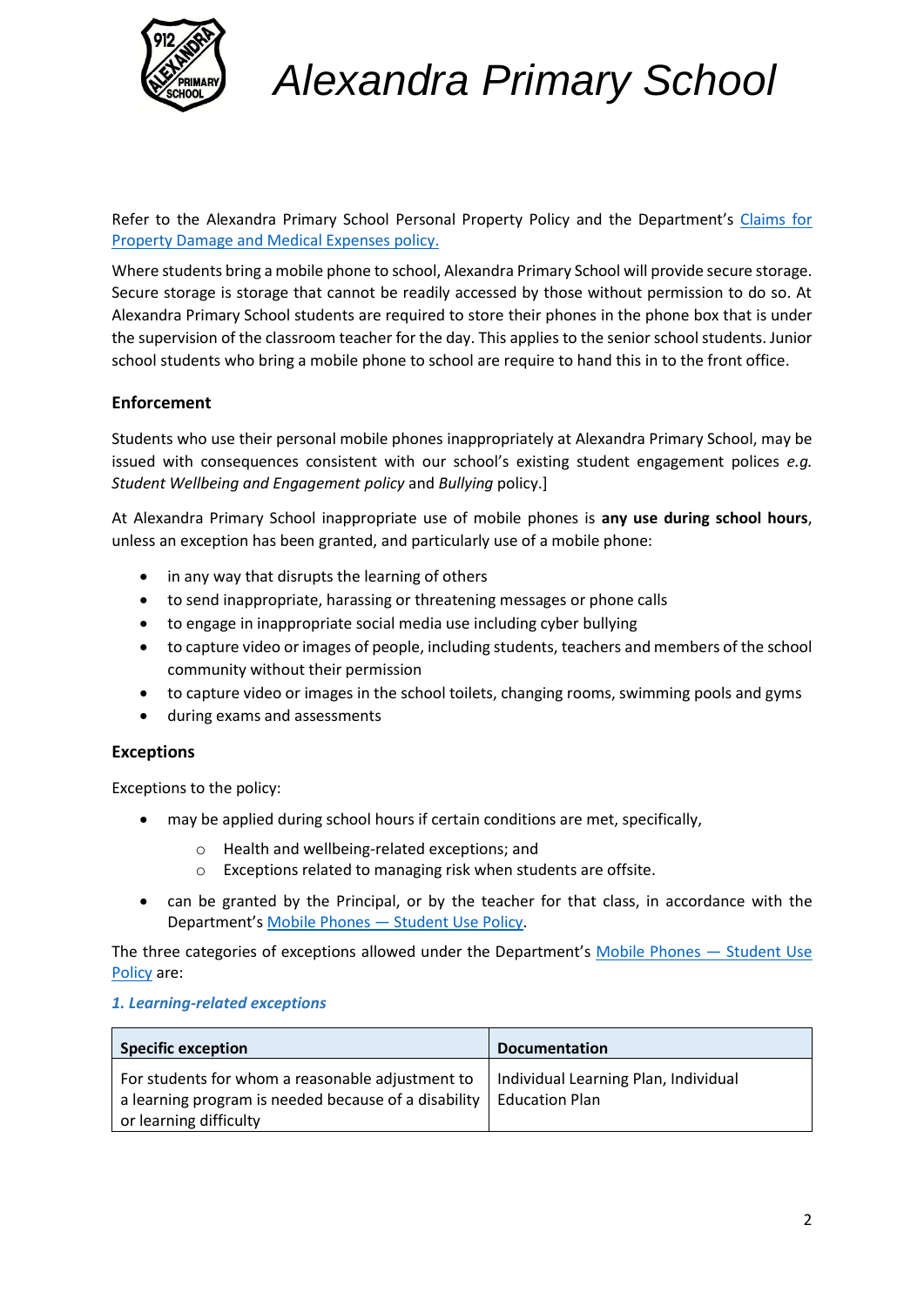Refer to the Alexandra Primary School Personal Property Policy and the Department's [Claims for Property Damage and Medical Expenses policy.](#)

Where students bring a mobile phone to school, Alexandra Primary School will provide secure storage. Secure storage is storage that cannot be readily accessed by those without permission to do so. At Alexandra Primary School students are required to store their phones in the phone box that is under the supervision of the classroom teacher for the day. This applies to the senior school students. Junior school students who bring a mobile phone to school are require to hand this in to the front office.

**Enforcement**

Students who use their personal mobile phones inappropriately at Alexandra Primary School, may be issued with consequences consistent with our school's existing student engagement polices *e.g. Student Wellbeing and Engagement policy* and *Bullying* policy.]

At Alexandra Primary School inappropriate use of mobile phones is **any use during school hours**, unless an exception has been granted, and particularly use of a mobile phone:

- in any way that disrupts the learning of others
- to send inappropriate, harassing or threatening messages or phone calls
- to engage in inappropriate social media use including cyber bullying
- to capture video or images of people, including students, teachers and members of the school community without their permission
- to capture video or images in the school toilets, changing rooms, swimming pools and gyms
- during exams and assessments

**Exceptions**

Exceptions to the policy:

- may be applied during school hours if certain conditions are met, specifically,
  - Health and wellbeing-related exceptions; and
  - Exceptions related to managing risk when students are offsite.
- can be granted by the Principal, or by the teacher for that class, in accordance with the Department's [Mobile Phones — Student Use Policy](#).

The three categories of exceptions allowed under the Department's [Mobile Phones — Student Use Policy](#) are:

***1. Learning-related exceptions***

| Specific exception | Documentation |
|---|---|
| For students for whom a reasonable adjustment to a learning program is needed because of a disability or learning difficulty | Individual Learning Plan, Individual Education Plan |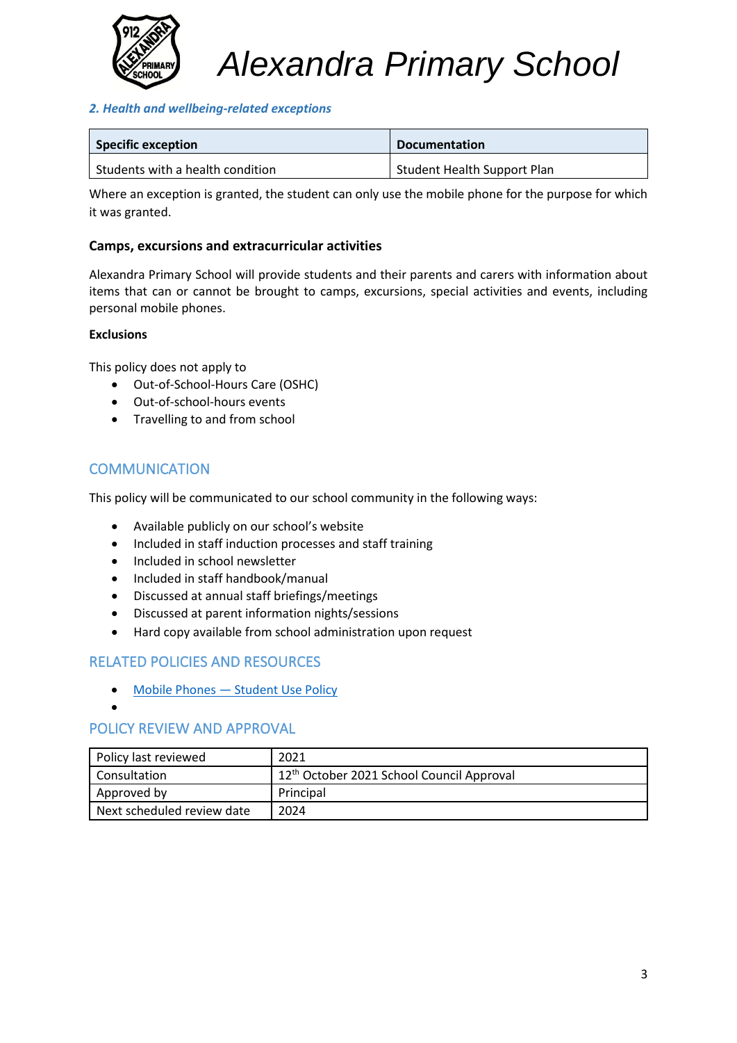*Alexandra Primary School*

### *2. Health and wellbeing-related exceptions*

| Specific exception | Documentation |
| --- | --- |
| Students with a health condition | Student Health Support Plan |

Where an exception is granted, the student can only use the mobile phone for the purpose for which it was granted.

**Camps, excursions and extracurricular activities**

Alexandra Primary School will provide students and their parents and carers with information about items that can or cannot be brought to camps, excursions, special activities and events, including personal mobile phones.

**Exclusions**

This policy does not apply to

- Out-of-School-Hours Care (OSHC)
- Out-of-school-hours events
- Travelling to and from school

## COMMUNICATION

This policy will be communicated to our school community in the following ways:

- Available publicly on our school's website
- Included in staff induction processes and staff training
- Included in school newsletter
- Included in staff handbook/manual
- Discussed at annual staff briefings/meetings
- Discussed at parent information nights/sessions
- Hard copy available from school administration upon request

## RELATED POLICIES AND RESOURCES

- Mobile Phones — Student Use Policy
- 

## POLICY REVIEW AND APPROVAL

| | |
| --- | --- |
| Policy last reviewed | 2021 |
| Consultation | 12th October 2021 School Council Approval |
| Approved by | Principal |
| Next scheduled review date | 2024 |